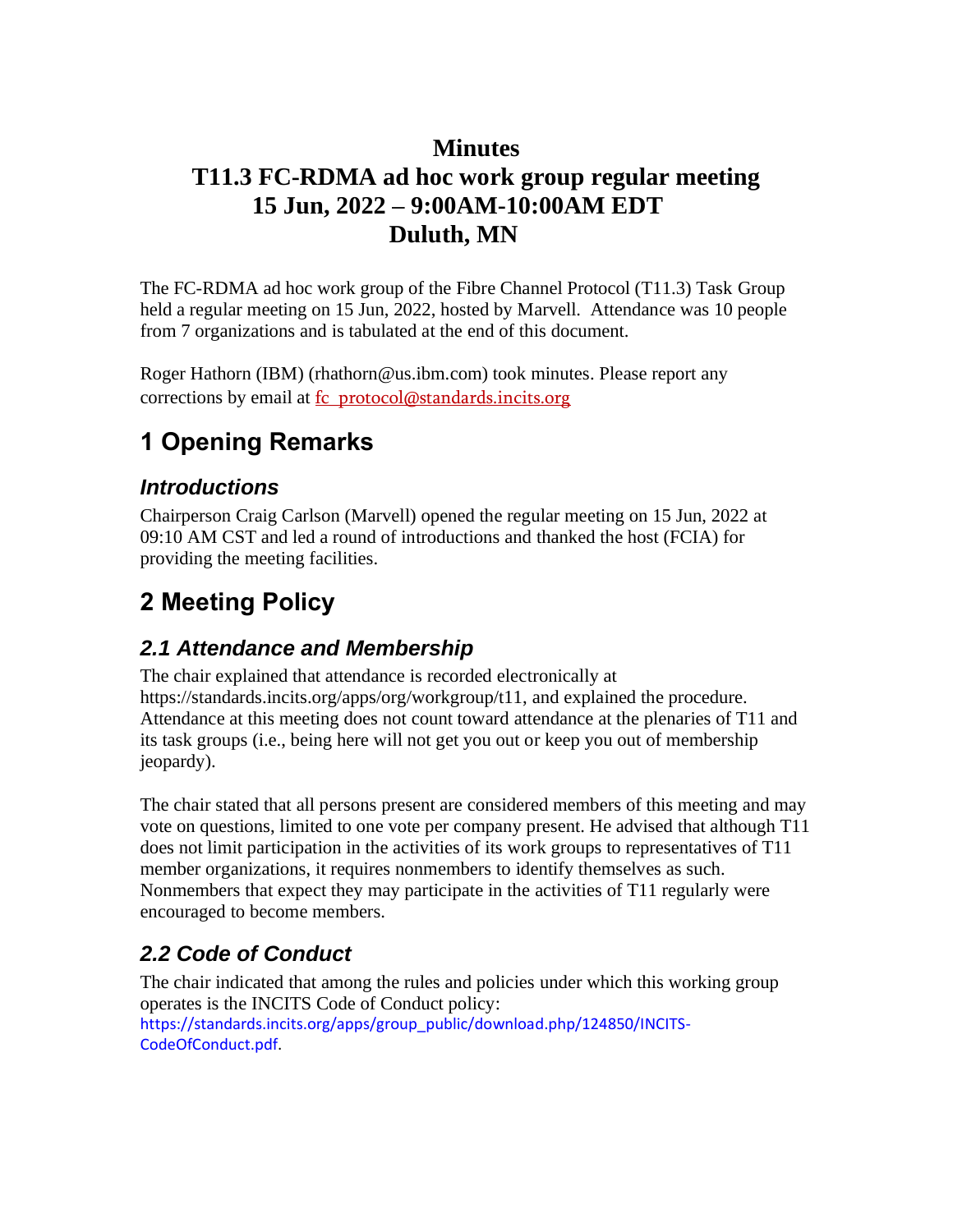# Minutes

# T11.3 FC-RDMA ad hoc work group regular meeting
# 15 Jun, 2022 – 9:00AM-10:00AM EDT
# Duluth, MN

The FC-RDMA ad hoc work group of the Fibre Channel Protocol (T11.3) Task Group held a regular meeting on 15 Jun, 2022, hosted by Marvell. Attendance was 10 people from 7 organizations and is tabulated at the end of this document.

Roger Hathorn (IBM) (rhathorn@us.ibm.com) took minutes. Please report any corrections by email at fc_protocol@standards.incits.org

## 1 Opening Remarks

### *Introductions*

Chairperson Craig Carlson (Marvell) opened the regular meeting on 15 Jun, 2022 at 09:10 AM CST and led a round of introductions and thanked the host (FCIA) for providing the meeting facilities.

## 2 Meeting Policy

### *2.1 Attendance and Membership*

The chair explained that attendance is recorded electronically at https://standards.incits.org/apps/org/workgroup/t11, and explained the procedure. Attendance at this meeting does not count toward attendance at the plenaries of T11 and its task groups (i.e., being here will not get you out or keep you out of membership jeopardy).

The chair stated that all persons present are considered members of this meeting and may vote on questions, limited to one vote per company present. He advised that although T11 does not limit participation in the activities of its work groups to representatives of T11 member organizations, it requires nonmembers to identify themselves as such. Nonmembers that expect they may participate in the activities of T11 regularly were encouraged to become members.

### *2.2 Code of Conduct*

The chair indicated that among the rules and policies under which this working group operates is the INCITS Code of Conduct policy: https://standards.incits.org/apps/group_public/download.php/124850/INCITS-CodeOfConduct.pdf.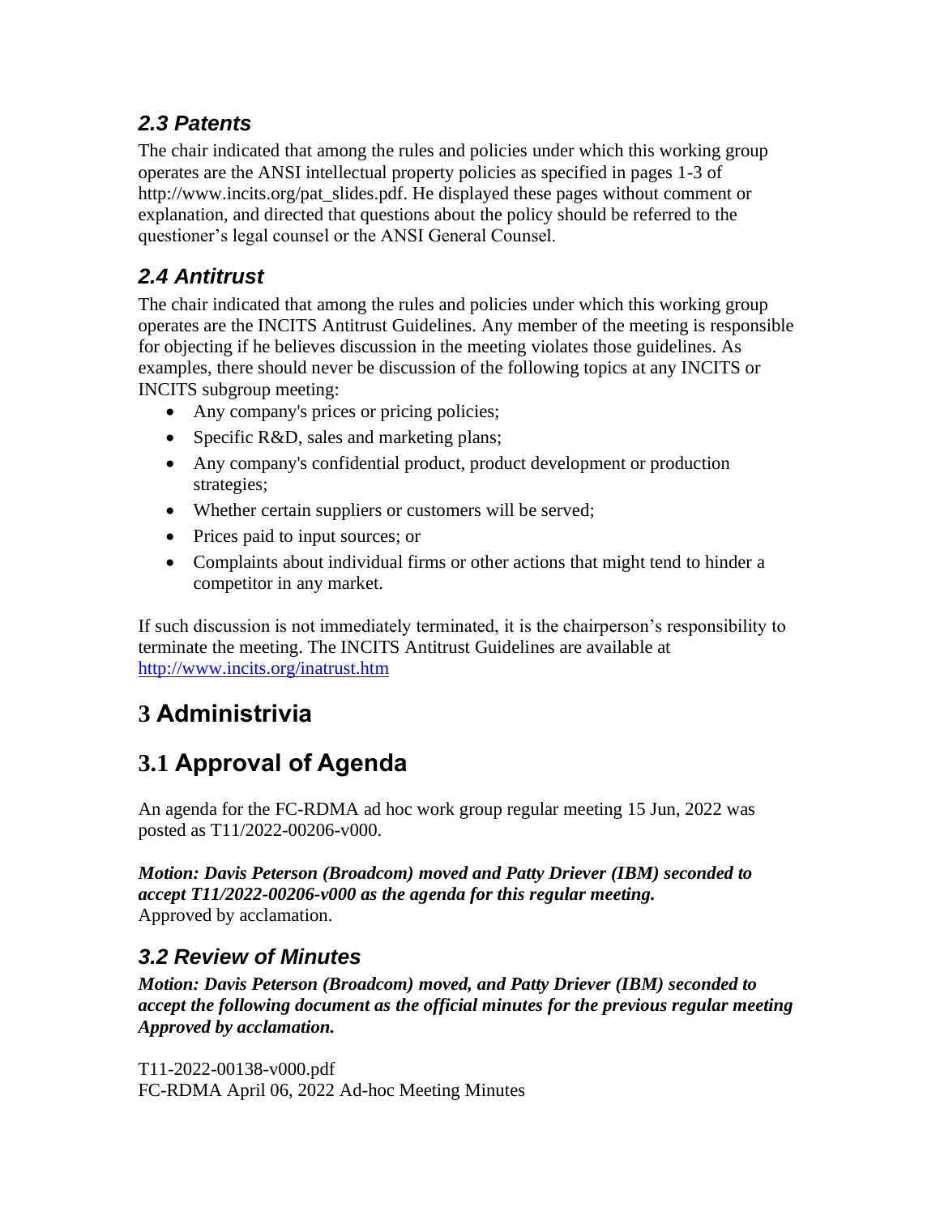### *2.3 Patents*

The chair indicated that among the rules and policies under which this working group operates are the ANSI intellectual property policies as specified in pages 1-3 of http://www.incits.org/pat_slides.pdf. He displayed these pages without comment or explanation, and directed that questions about the policy should be referred to the questioner's legal counsel or the ANSI General Counsel.

### *2.4 Antitrust*

The chair indicated that among the rules and policies under which this working group operates are the INCITS Antitrust Guidelines. Any member of the meeting is responsible for objecting if he believes discussion in the meeting violates those guidelines. As examples, there should never be discussion of the following topics at any INCITS or INCITS subgroup meeting:

- Any company's prices or pricing policies;
- Specific R&D, sales and marketing plans;
- Any company's confidential product, product development or production strategies;
- Whether certain suppliers or customers will be served;
- Prices paid to input sources; or
- Complaints about individual firms or other actions that might tend to hinder a competitor in any market.

If such discussion is not immediately terminated, it is the chairperson's responsibility to terminate the meeting. The INCITS Antitrust Guidelines are available at http://www.incits.org/inatrust.htm

# 3 Administrivia

# 3.1 Approval of Agenda

An agenda for the FC-RDMA ad hoc work group regular meeting 15 Jun, 2022 was posted as T11/2022-00206-v000.

***Motion: Davis Peterson (Broadcom) moved and Patty Driever (IBM) seconded to accept T11/2022-00206-v000 as the agenda for this regular meeting.***
Approved by acclamation.

### *3.2 Review of Minutes*

***Motion: Davis Peterson (Broadcom) moved, and Patty Driever (IBM) seconded to accept the following document as the official minutes for the previous regular meeting Approved by acclamation.***

T11-2022-00138-v000.pdf
FC-RDMA April 06, 2022 Ad-hoc Meeting Minutes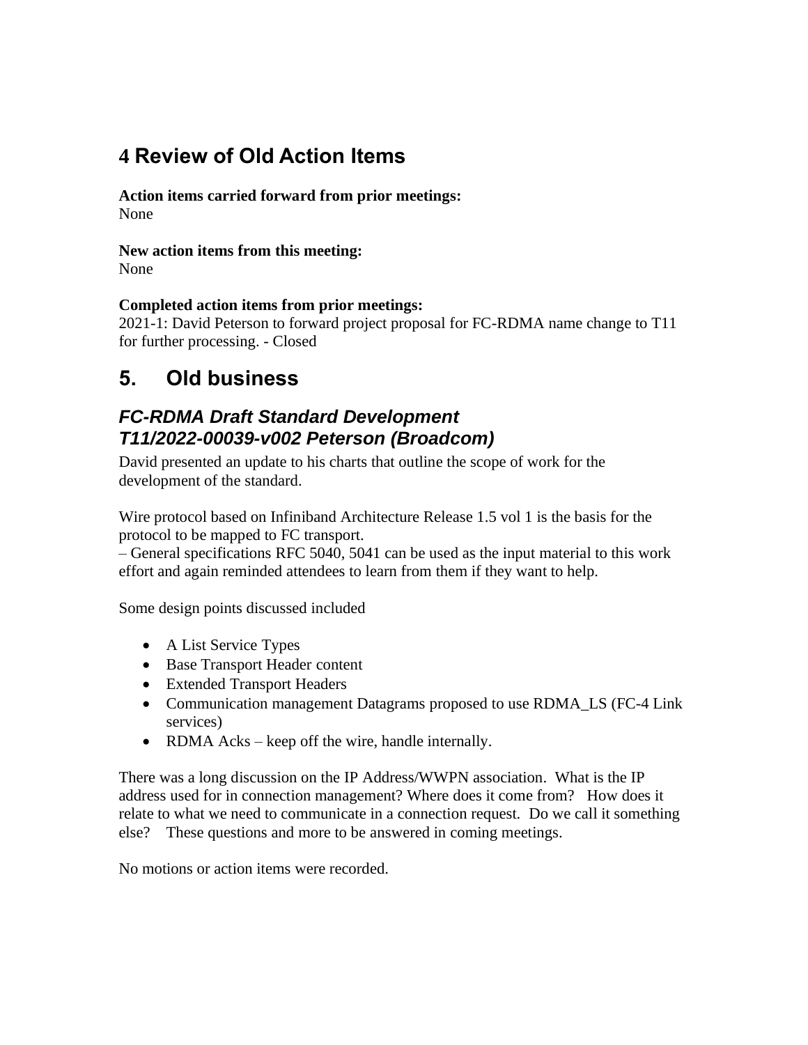# 4 Review of Old Action Items

**Action items carried forward from prior meetings:**
None

**New action items from this meeting:**
None

**Completed action items from prior meetings:**
2021-1: David Peterson to forward project proposal for FC-RDMA name change to T11 for further processing. - Closed

# 5. Old business

## *FC-RDMA Draft Standard Development*
## *T11/2022-00039-v002 Peterson (Broadcom)*

David presented an update to his charts that outline the scope of work for the development of the standard.

Wire protocol based on Infiniband Architecture Release 1.5 vol 1 is the basis for the protocol to be mapped to FC transport.
– General specifications RFC 5040, 5041 can be used as the input material to this work effort and again reminded attendees to learn from them if they want to help.

Some design points discussed included

- A List Service Types
- Base Transport Header content
- Extended Transport Headers
- Communication management Datagrams proposed to use RDMA_LS (FC-4 Link services)
- RDMA Acks – keep off the wire, handle internally.

There was a long discussion on the IP Address/WWPN association. What is the IP address used for in connection management? Where does it come from? How does it relate to what we need to communicate in a connection request. Do we call it something else? These questions and more to be answered in coming meetings.

No motions or action items were recorded.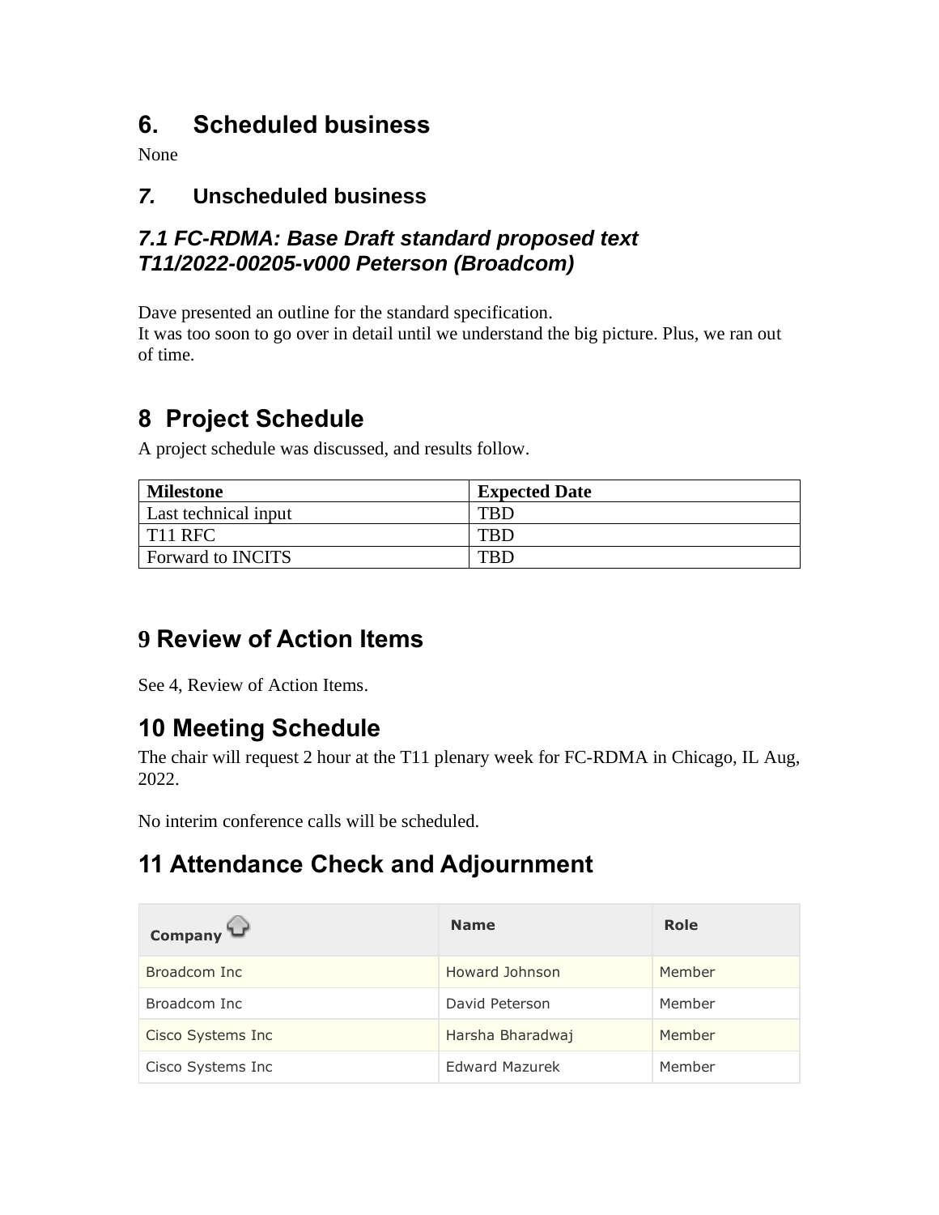# 6. Scheduled business

None

# *7.* Unscheduled business

## *7.1 FC-RDMA: Base Draft standard proposed text T11/2022-00205-v000 Peterson (Broadcom)*

Dave presented an outline for the standard specification.
It was too soon to go over in detail until we understand the big picture. Plus, we ran out of time.

# 8 Project Schedule

A project schedule was discussed, and results follow.

| **Milestone** | **Expected Date** |
|---|---|
| Last technical input | TBD |
| T11 RFC | TBD |
| Forward to INCITS | TBD |

# 9 Review of Action Items

See 4, Review of Action Items.

# 10 Meeting Schedule

The chair will request 2 hour at the T11 plenary week for FC-RDMA in Chicago, IL Aug, 2022.

No interim conference calls will be scheduled.

# 11 Attendance Check and Adjournment

| Company | Name | Role |
|---|---|---|
| Broadcom Inc | Howard Johnson | Member |
| Broadcom Inc | David Peterson | Member |
| Cisco Systems Inc | Harsha Bharadwaj | Member |
| Cisco Systems Inc | Edward Mazurek | Member |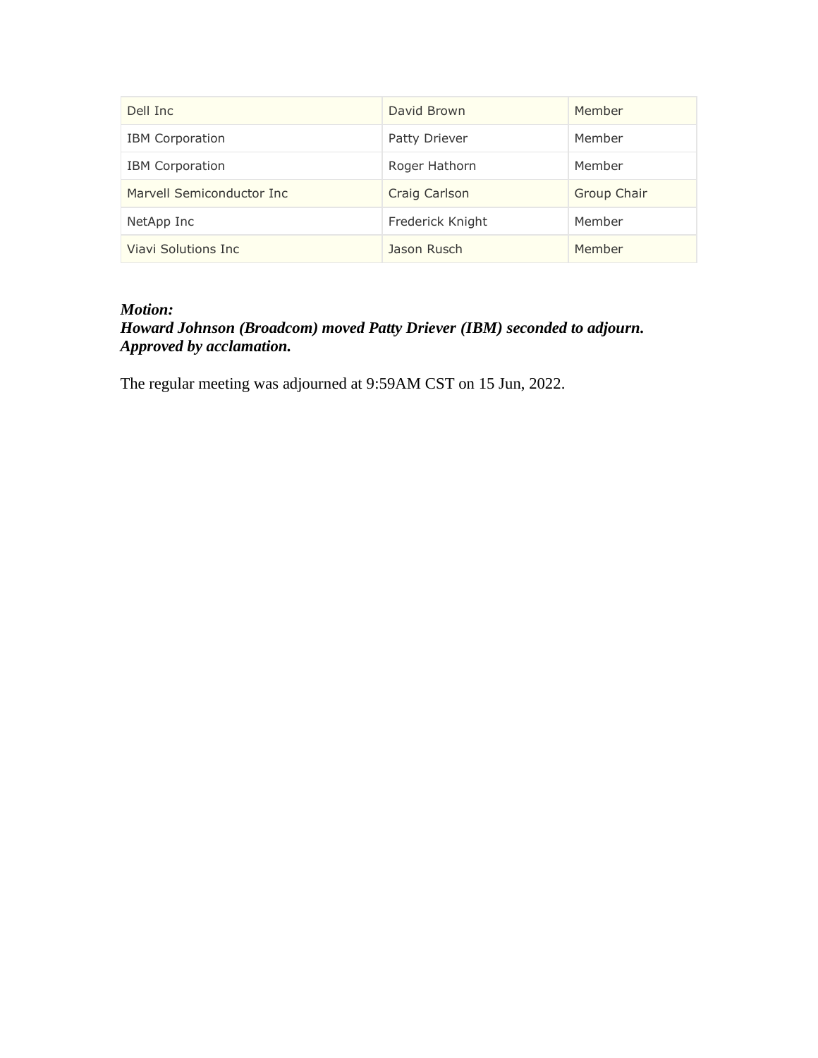| | | |
|---|---|---|
| Dell Inc | David Brown | Member |
| IBM Corporation | Patty Driever | Member |
| IBM Corporation | Roger Hathorn | Member |
| Marvell Semiconductor Inc | Craig Carlson | Group Chair |
| NetApp Inc | Frederick Knight | Member |
| Viavi Solutions Inc | Jason Rusch | Member |

***Motion:***
***Howard Johnson (Broadcom) moved Patty Driever (IBM) seconded to adjourn.***
***Approved by acclamation.***

The regular meeting was adjourned at 9:59AM CST on 15 Jun, 2022.